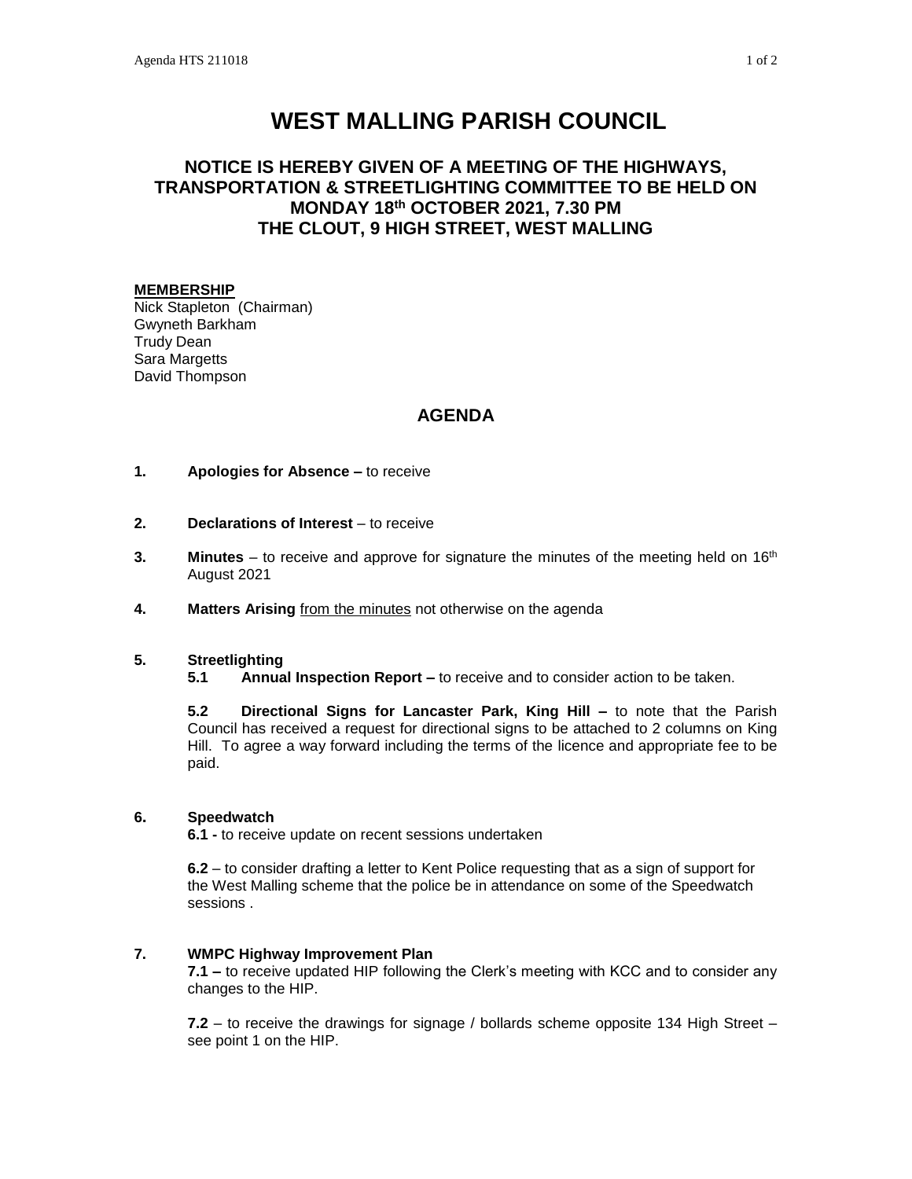# WEST MALLING PARISH COUNCIL

## NOTICE IS HEREBY GIVEN OF A MEETING OF THE HIGHWAYS, TRANSPORTATION & STREETLIGHTING COMMITTEE TO BE HELD ON MONDAY 18th OCTOBER 2021, 7.30 PM THE CLOUT, 9 HIGH STREET, WEST MALLING

**MEMBERSHIP**

Nick Stapleton (Chairman)
Gwyneth Barkham
Trudy Dean
Sara Margetts
David Thompson

## AGENDA

**1. Apologies for Absence –** to receive

**2. Declarations of Interest** – to receive

**3. Minutes** – to receive and approve for signature the minutes of the meeting held on 16th August 2021

**4. Matters Arising** from the minutes not otherwise on the agenda

**5. Streetlighting**

**5.1 Annual Inspection Report –** to receive and to consider action to be taken.

**5.2 Directional Signs for Lancaster Park, King Hill –** to note that the Parish Council has received a request for directional signs to be attached to 2 columns on King Hill. To agree a way forward including the terms of the licence and appropriate fee to be paid.

**6. Speedwatch**

**6.1 -** to receive update on recent sessions undertaken

**6.2** – to consider drafting a letter to Kent Police requesting that as a sign of support for the West Malling scheme that the police be in attendance on some of the Speedwatch sessions .

**7. WMPC Highway Improvement Plan**

**7.1 –** to receive updated HIP following the Clerk's meeting with KCC and to consider any changes to the HIP.

**7.2** – to receive the drawings for signage / bollards scheme opposite 134 High Street – see point 1 on the HIP.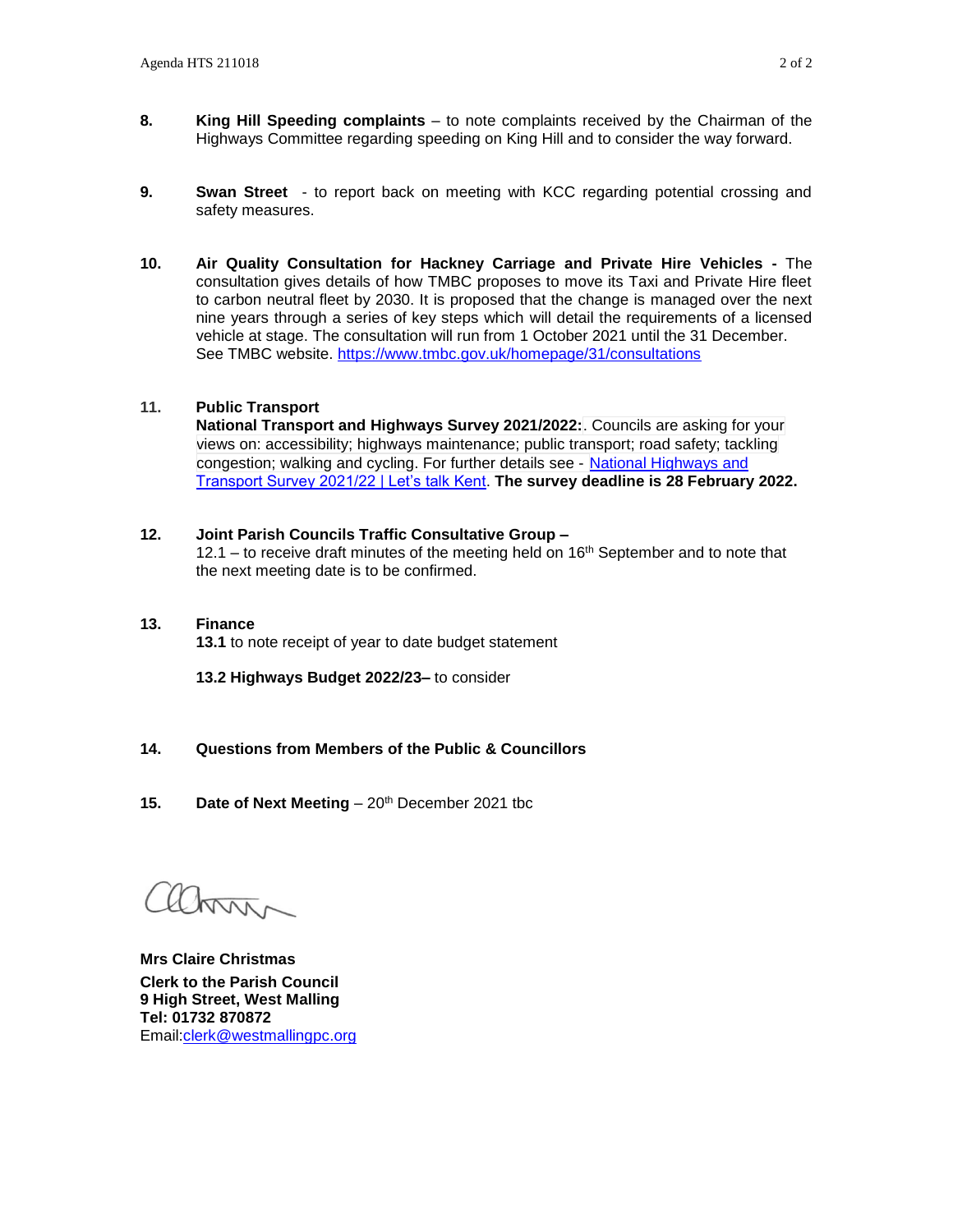**8.** **King Hill Speeding complaints** – to note complaints received by the Chairman of the Highways Committee regarding speeding on King Hill and to consider the way forward.

**9.** **Swan Street** - to report back on meeting with KCC regarding potential crossing and safety measures.

**10.** **Air Quality Consultation for Hackney Carriage and Private Hire Vehicles -** The consultation gives details of how TMBC proposes to move its Taxi and Private Hire fleet to carbon neutral fleet by 2030. It is proposed that the change is managed over the next nine years through a series of key steps which will detail the requirements of a licensed vehicle at stage. The consultation will run from 1 October 2021 until the 31 December. See TMBC website. https://www.tmbc.gov.uk/homepage/31/consultations

**11.** **Public Transport**

**National Transport and Highways Survey 2021/2022:**. Councils are asking for your views on: accessibility; highways maintenance; public transport; road safety; tackling congestion; walking and cycling. For further details see - National Highways and Transport Survey 2021/22 | Let's talk Kent. **The survey deadline is 28 February 2022.**

**12.** **Joint Parish Councils Traffic Consultative Group –**

12.1 – to receive draft minutes of the meeting held on 16th September and to note that the next meeting date is to be confirmed.

**13.** **Finance**

**13.1** to note receipt of year to date budget statement

**13.2 Highways Budget 2022/23–** to consider

**14.** **Questions from Members of the Public & Councillors**

**15.** **Date of Next Meeting** – 20th December 2021 tbc

**Mrs Claire Christmas**
**Clerk to the Parish Council**
**9 High Street, West Malling**
**Tel: 01732 870872**
Email:clerk@westmallingpc.org